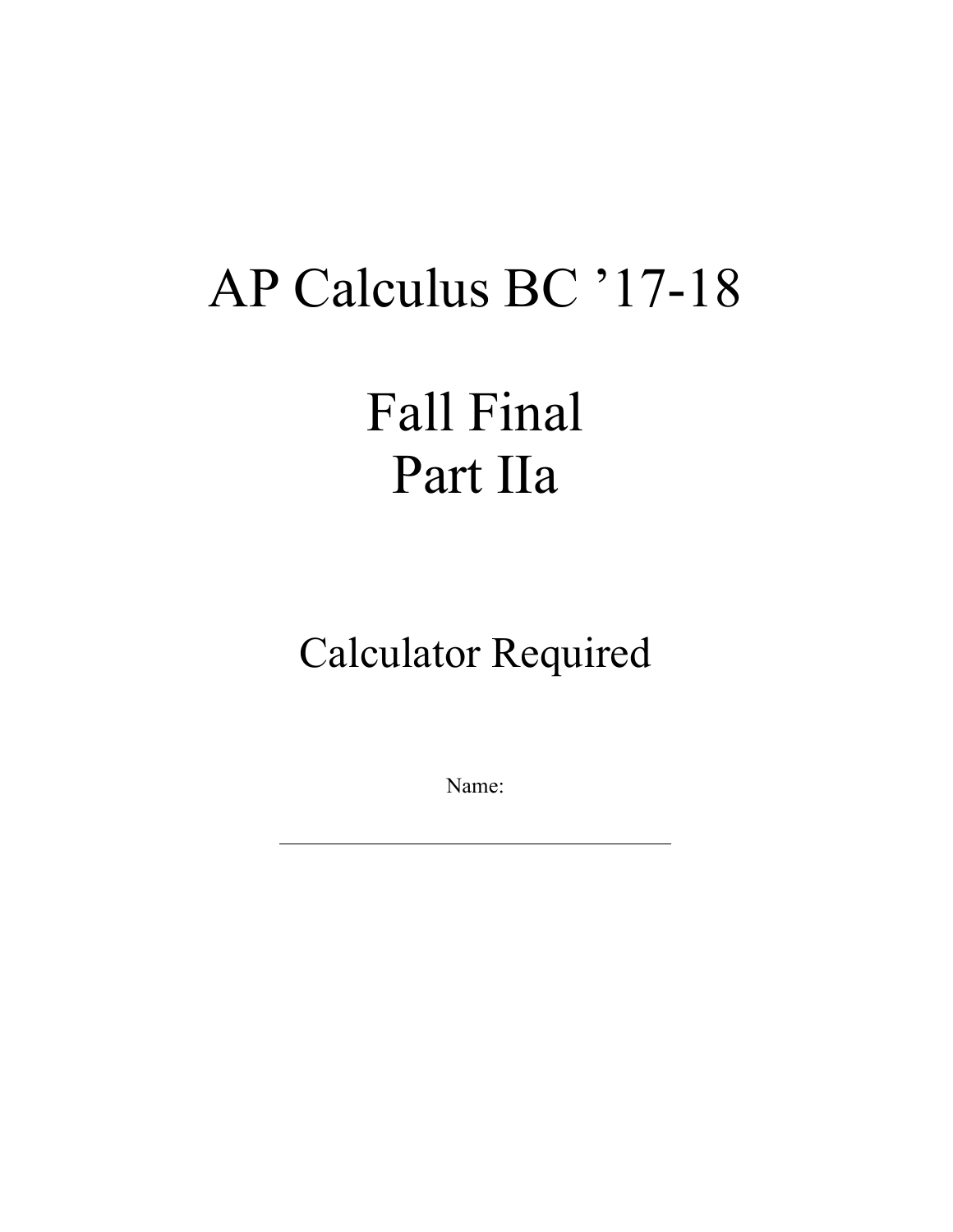# AP Calculus BC '17-18

# Fall Final
# Part IIa

## Calculator Required

Name:

\_\_\_\_\_\_\_\_\_\_\_\_\_\_\_\_\_\_\_\_\_\_\_\_\_\_\_\_\_\_\_\_\_\_\_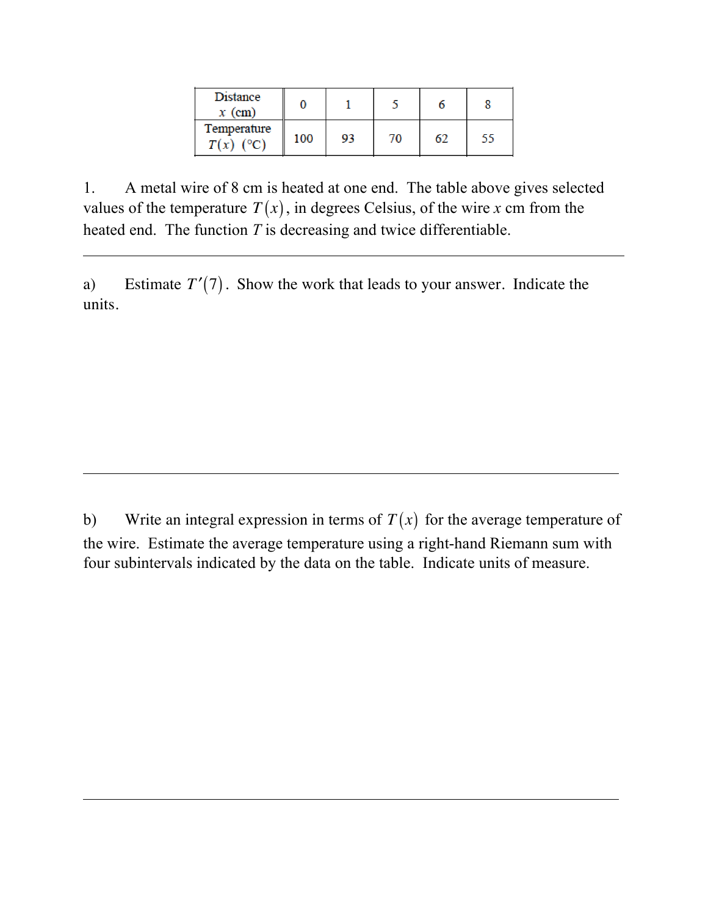| Distance $x$ (cm) | 0 | 1 | 5 | 6 | 8 |
|---|---|---|---|---|---|
| Temperature $T(x)$ (°C) | 100 | 93 | 70 | 62 | 55 |

1. A metal wire of 8 cm is heated at one end. The table above gives selected values of the temperature $T(x)$, in degrees Celsius, of the wire $x$ cm from the heated end. The function $T$ is decreasing and twice differentiable.

---

a) Estimate $T'(7)$. Show the work that leads to your answer. Indicate the units.

---

b) Write an integral expression in terms of $T(x)$ for the average temperature of the wire. Estimate the average temperature using a right-hand Riemann sum with four subintervals indicated by the data on the table. Indicate units of measure.

---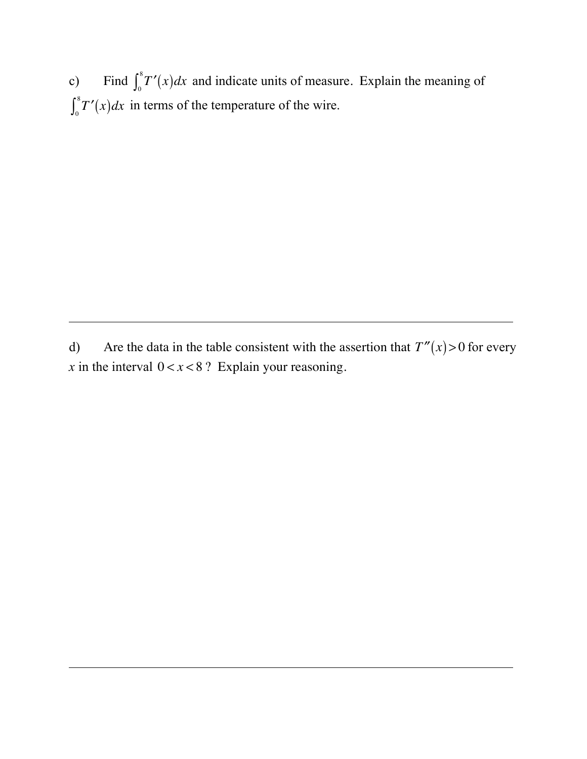c) Find $\int_0^8 T'(x)dx$ and indicate units of measure. Explain the meaning of $\int_0^8 T'(x)dx$ in terms of the temperature of the wire.

---

d) Are the data in the table consistent with the assertion that $T''(x) > 0$ for every $x$ in the interval $0 < x < 8$? Explain your reasoning.

---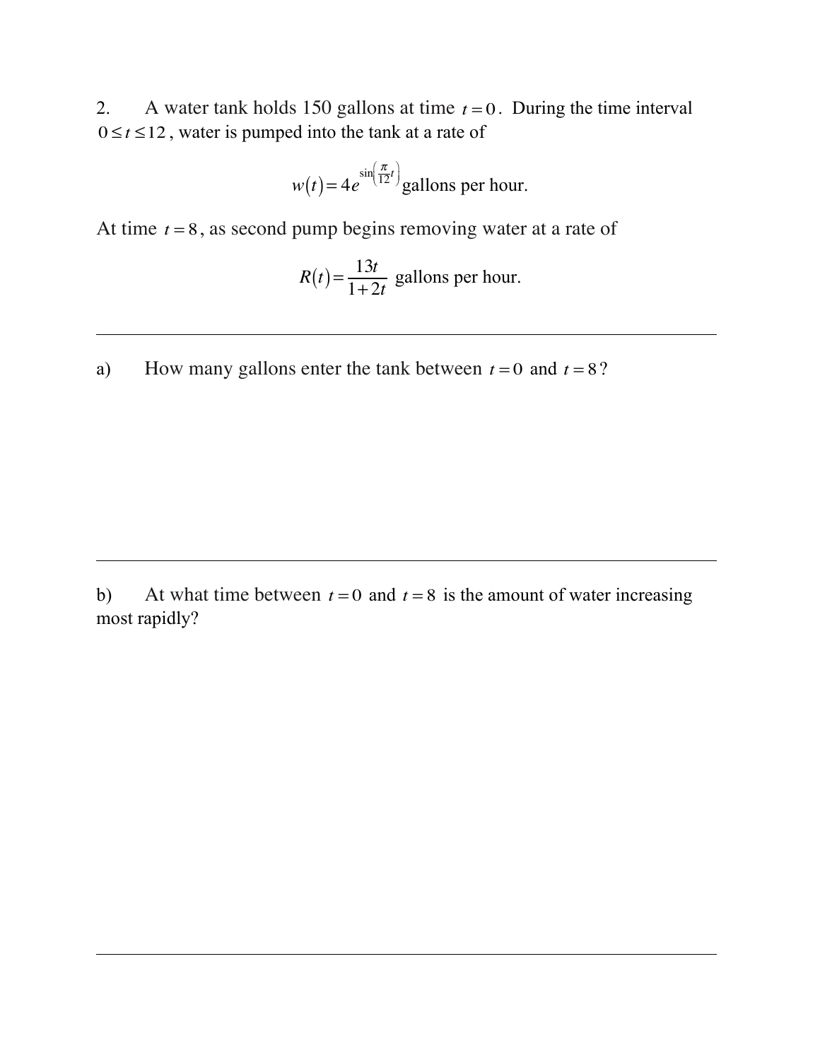2. A water tank holds 150 gallons at time $t = 0$. During the time interval $0 \leq t \leq 12$, water is pumped into the tank at a rate of

$$w(t) = 4e^{\sin\left(\frac{\pi}{12}t\right)} \text{ gallons per hour.}$$

At time $t = 8$, as second pump begins removing water at a rate of

$$R(t) = \frac{13t}{1+2t} \text{ gallons per hour.}$$

---

a) How many gallons enter the tank between $t = 0$ and $t = 8$?

---

b) At what time between $t = 0$ and $t = 8$ is the amount of water increasing most rapidly?

---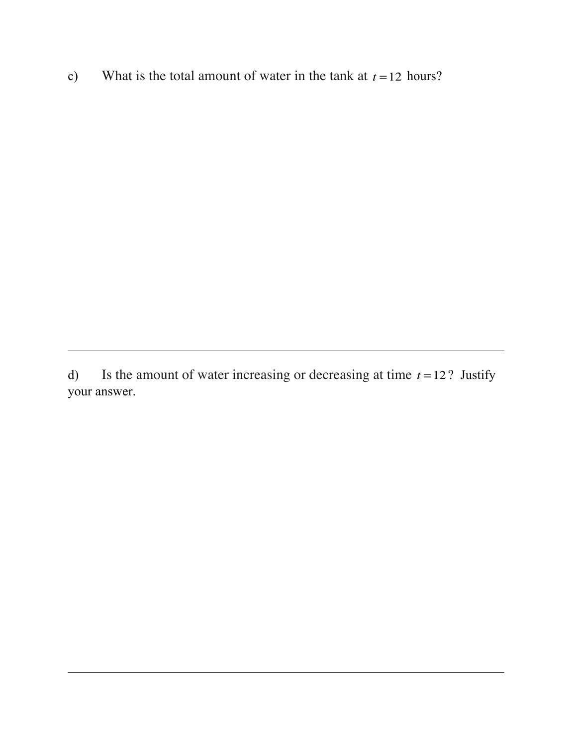c) What is the total amount of water in the tank at $t = 12$ hours?

---

d) Is the amount of water increasing or decreasing at time $t = 12$? Justify your answer.

---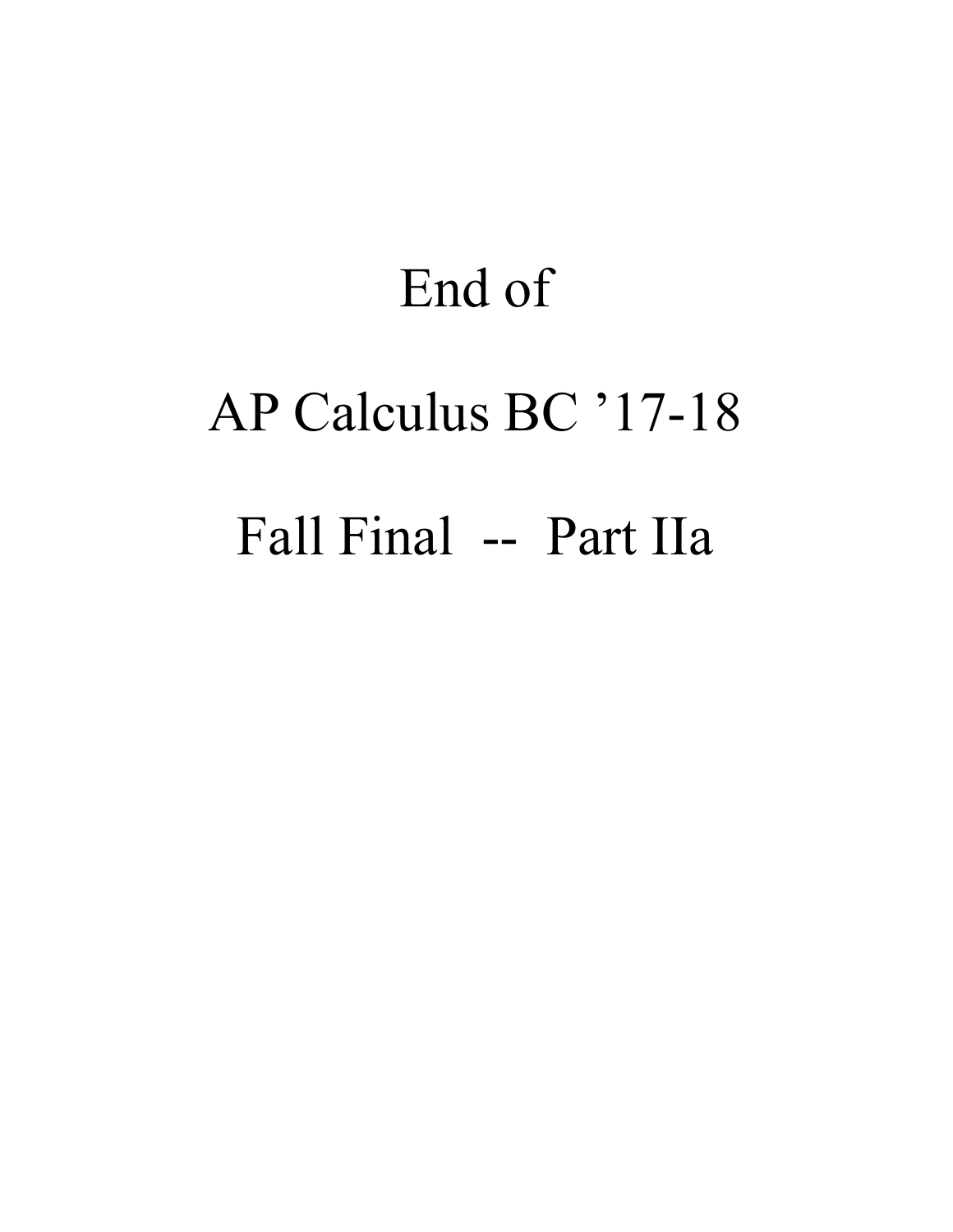# End of

# AP Calculus BC ’17-18

# Fall Final -- Part IIa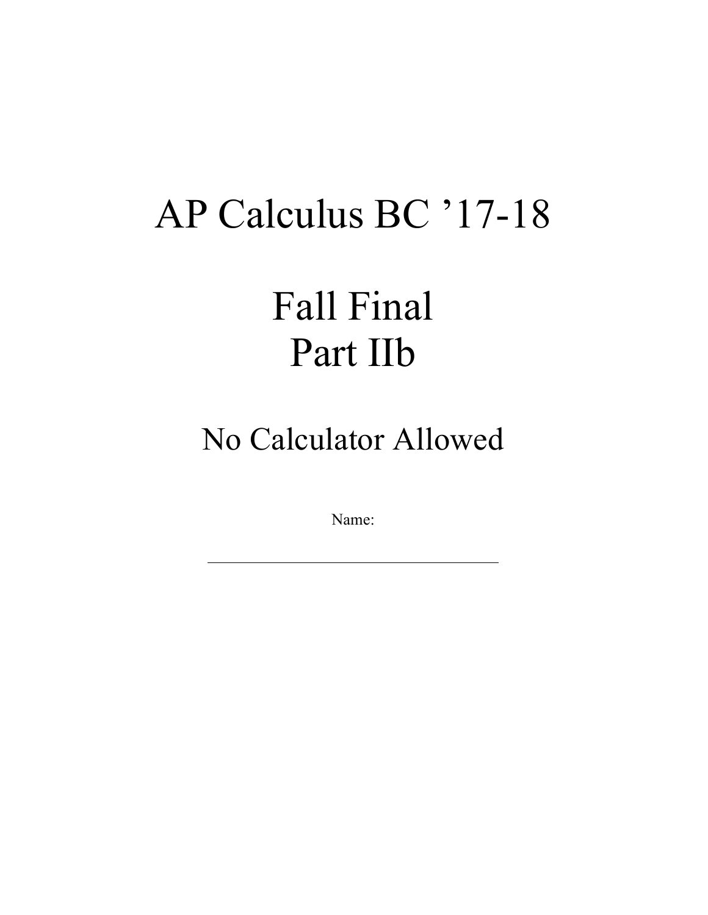# AP Calculus BC ’17-18

# Fall Final
# Part IIb

## No Calculator Allowed

Name:

\_\_\_\_\_\_\_\_\_\_\_\_\_\_\_\_\_\_\_\_\_\_\_\_\_\_\_\_\_\_\_\_\_\_\_\_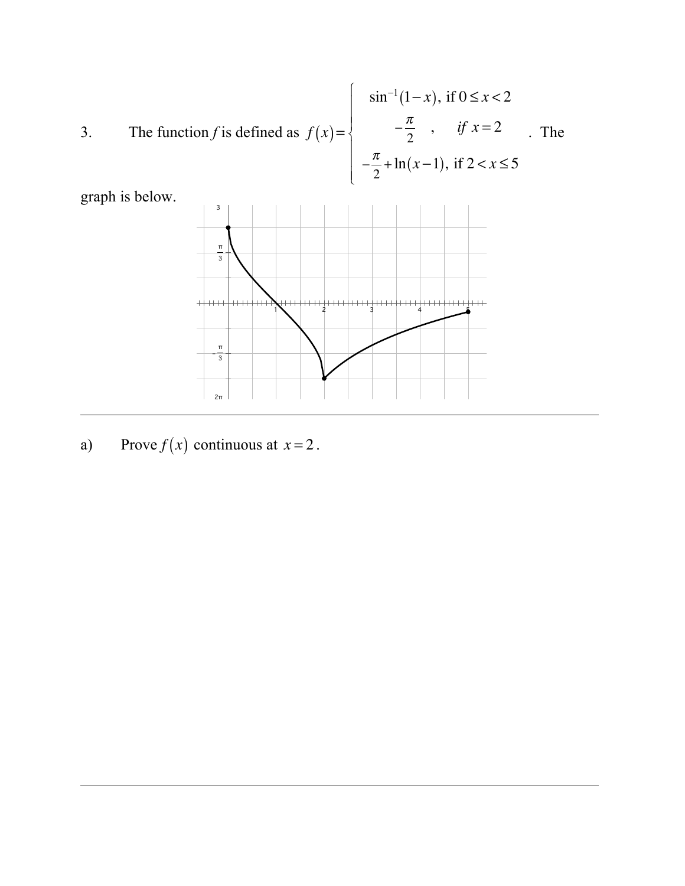3. The function $f$ is defined as $f(x)=\begin{cases} \sin^{-1}(1-x), \text{ if } 0 \le x < 2 \\ -\dfrac{\pi}{2} \quad , \quad \text{if } x=2 \\ -\dfrac{\pi}{2}+\ln(x-1), \text{ if } 2 < x \le 5 \end{cases}$. The graph is below.

---

a) Prove $f(x)$ continuous at $x=2$.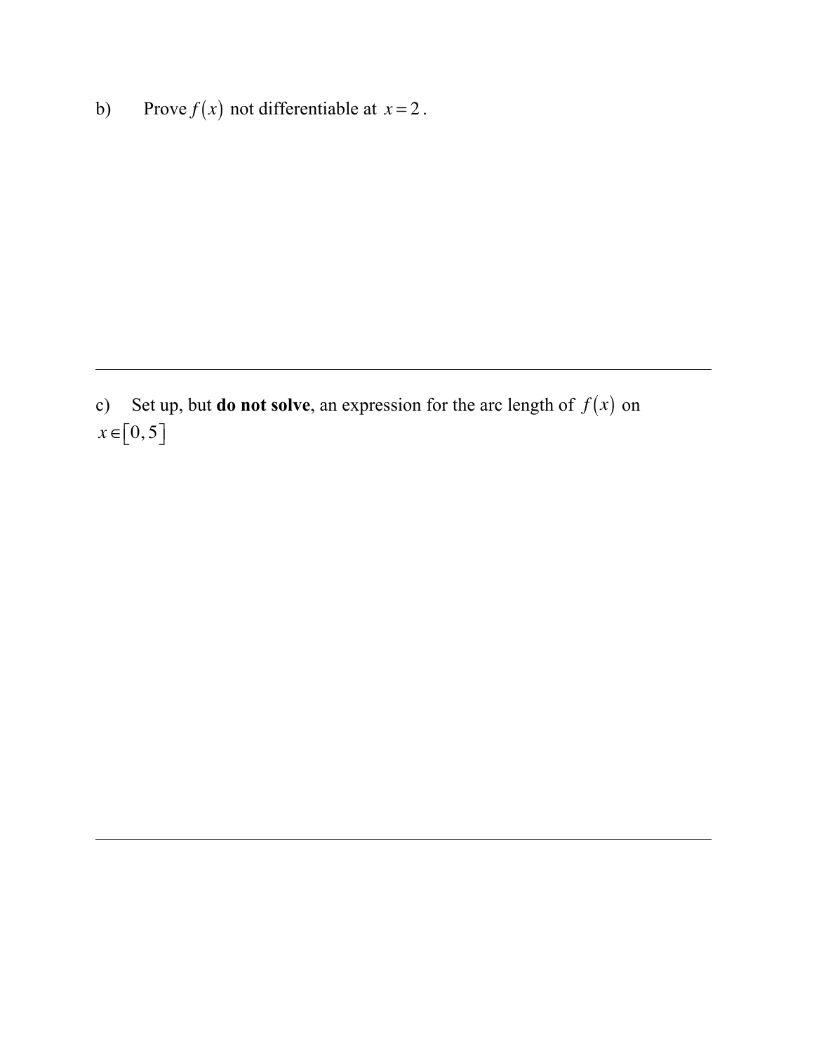b) Prove $f(x)$ not differentiable at $x = 2$.

---

c) Set up, but **do not solve**, an expression for the arc length of $f(x)$ on $x \in [0, 5]$

---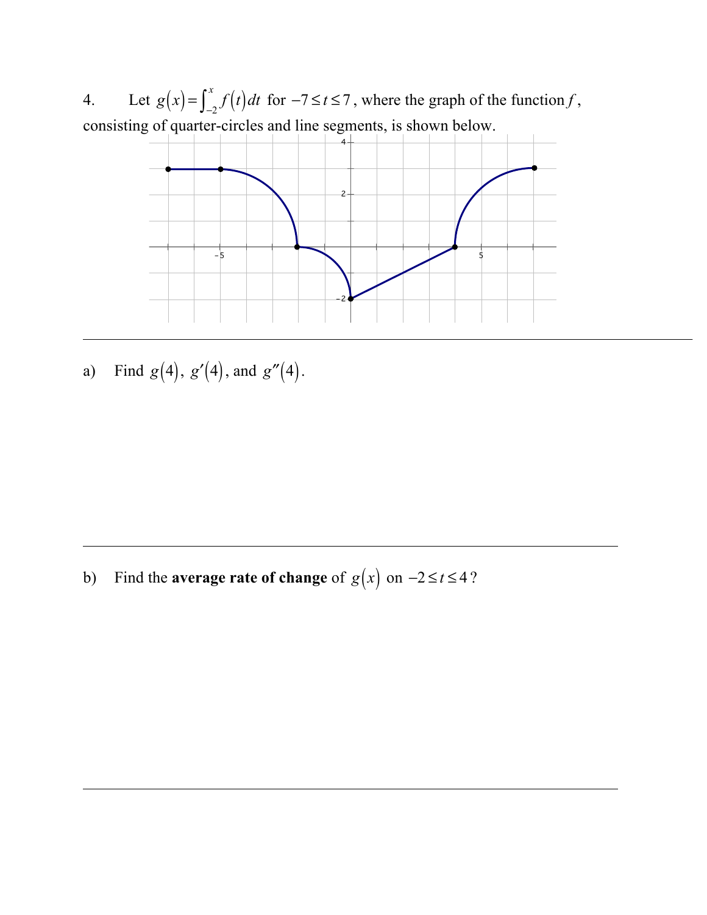4. Let $g(x) = \int_{-2}^{x} f(t)\,dt$ for $-7 \le t \le 7$, where the graph of the function $f$, consisting of quarter-circles and line segments, is shown below.

---

a) Find $g(4)$, $g'(4)$, and $g''(4)$.

---

b) Find the **average rate of change** of $g(x)$ on $-2 \le t \le 4$?

---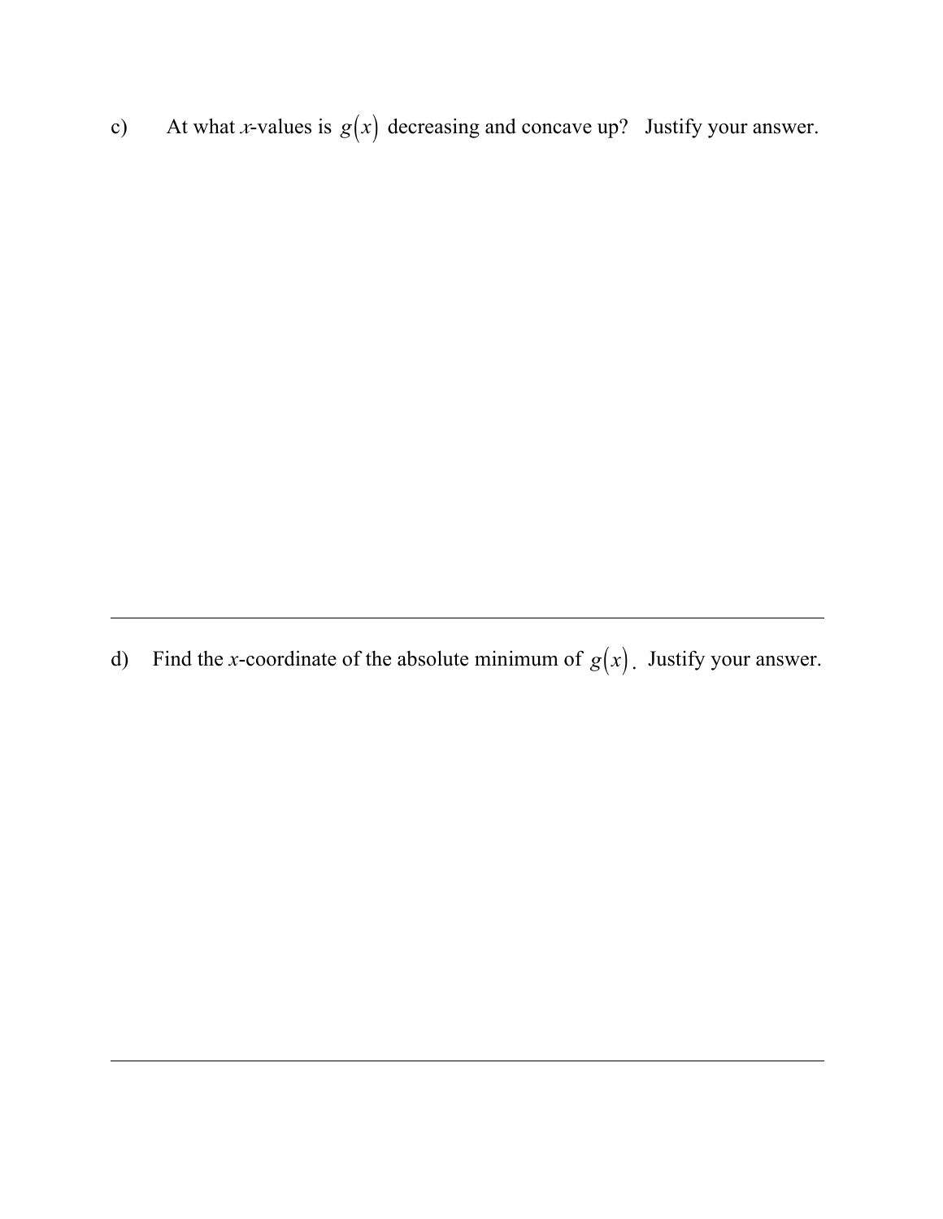c) At what $x$-values is $g(x)$ decreasing and concave up? Justify your answer.

---

d) Find the $x$-coordinate of the absolute minimum of $g(x)$. Justify your answer.

---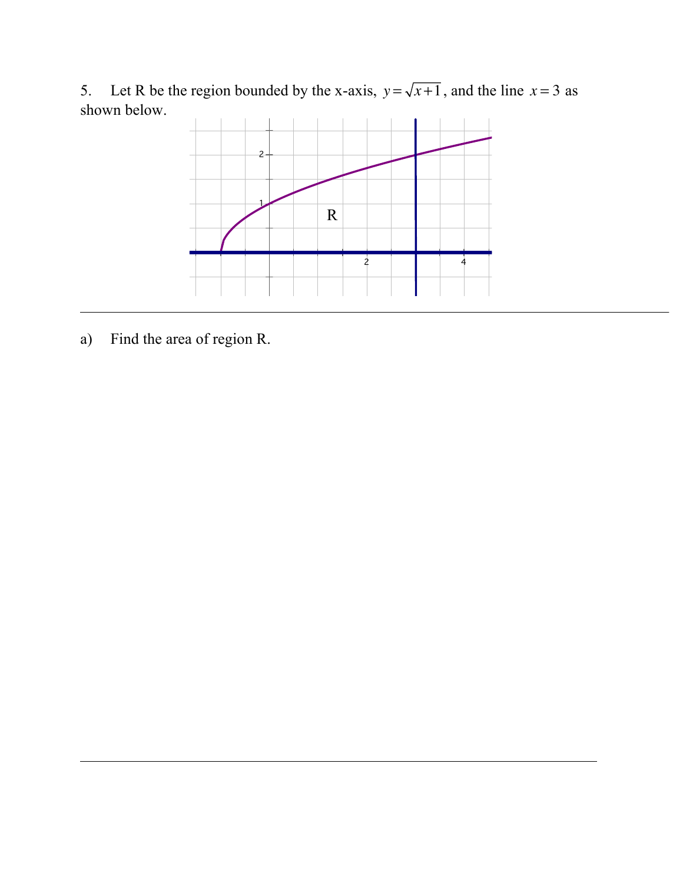5. Let R be the region bounded by the x-axis, $y = \sqrt{x+1}$, and the line $x = 3$ as shown below.

a) Find the area of region R.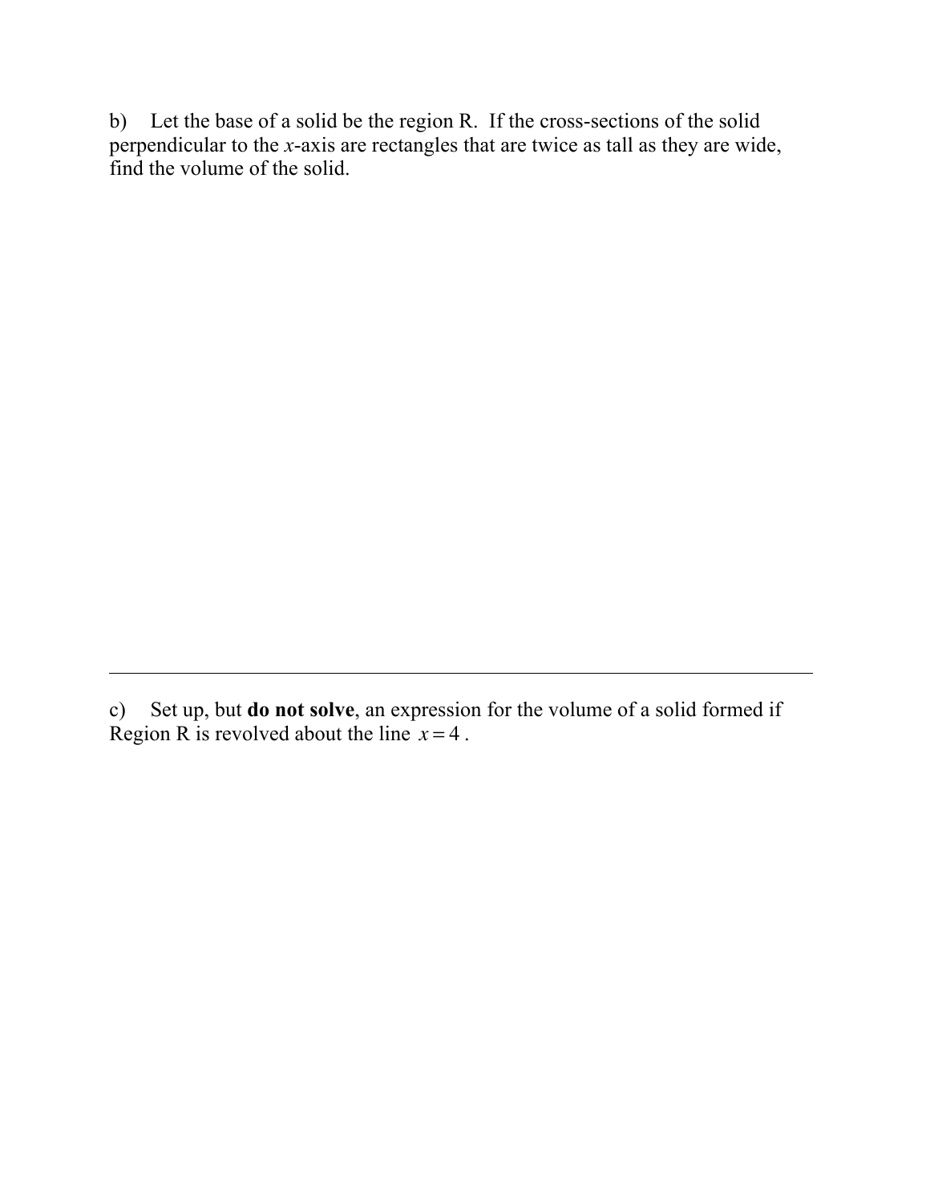b) Let the base of a solid be the region R. If the cross-sections of the solid perpendicular to the $x$-axis are rectangles that are twice as tall as they are wide, find the volume of the solid.

---

c) Set up, but **do not solve**, an expression for the volume of a solid formed if Region R is revolved about the line $x = 4$.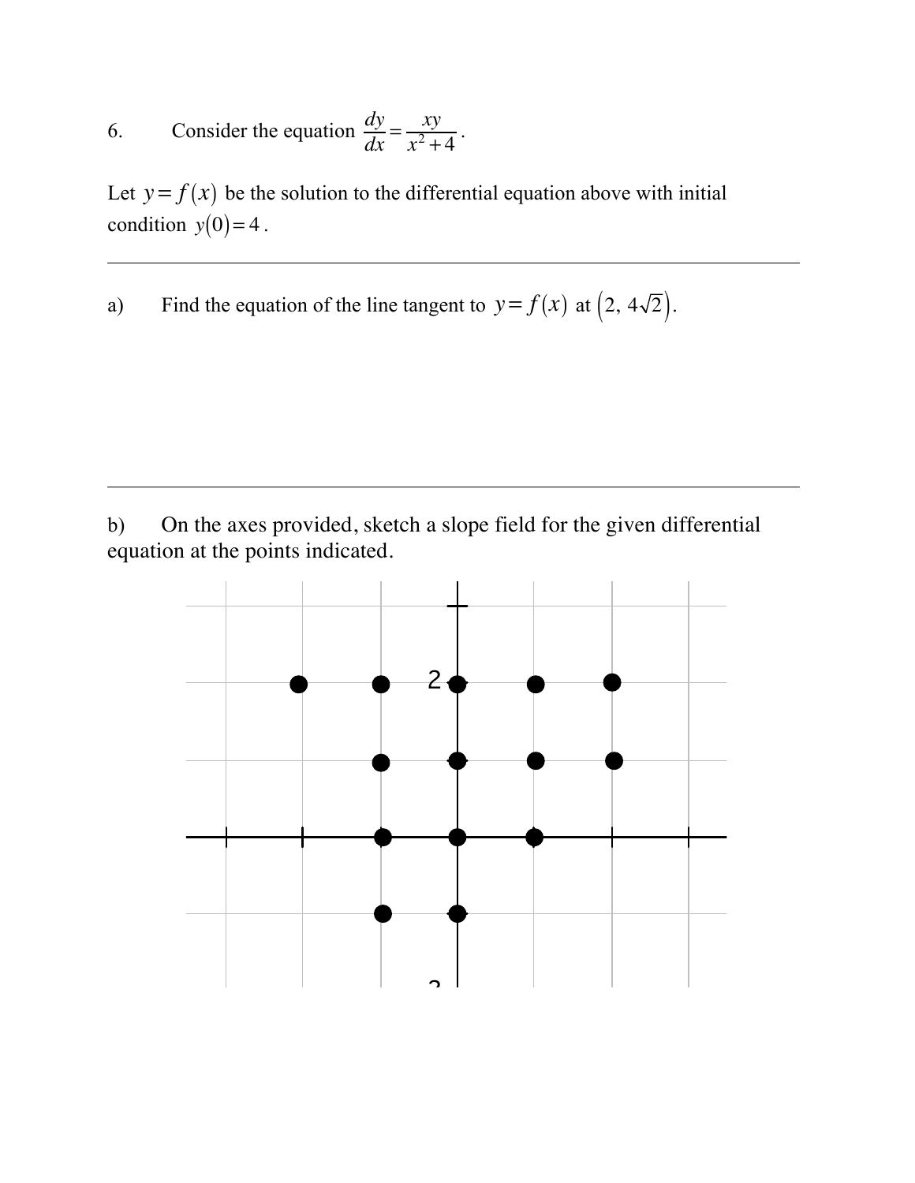6. Consider the equation $\frac{dy}{dx} = \frac{xy}{x^2+4}$.

Let $y = f(x)$ be the solution to the differential equation above with initial condition $y(0) = 4$.

---

a) Find the equation of the line tangent to $y = f(x)$ at $\left(2,\ 4\sqrt{2}\right)$.

---

b) On the axes provided, sketch a slope field for the given differential equation at the points indicated.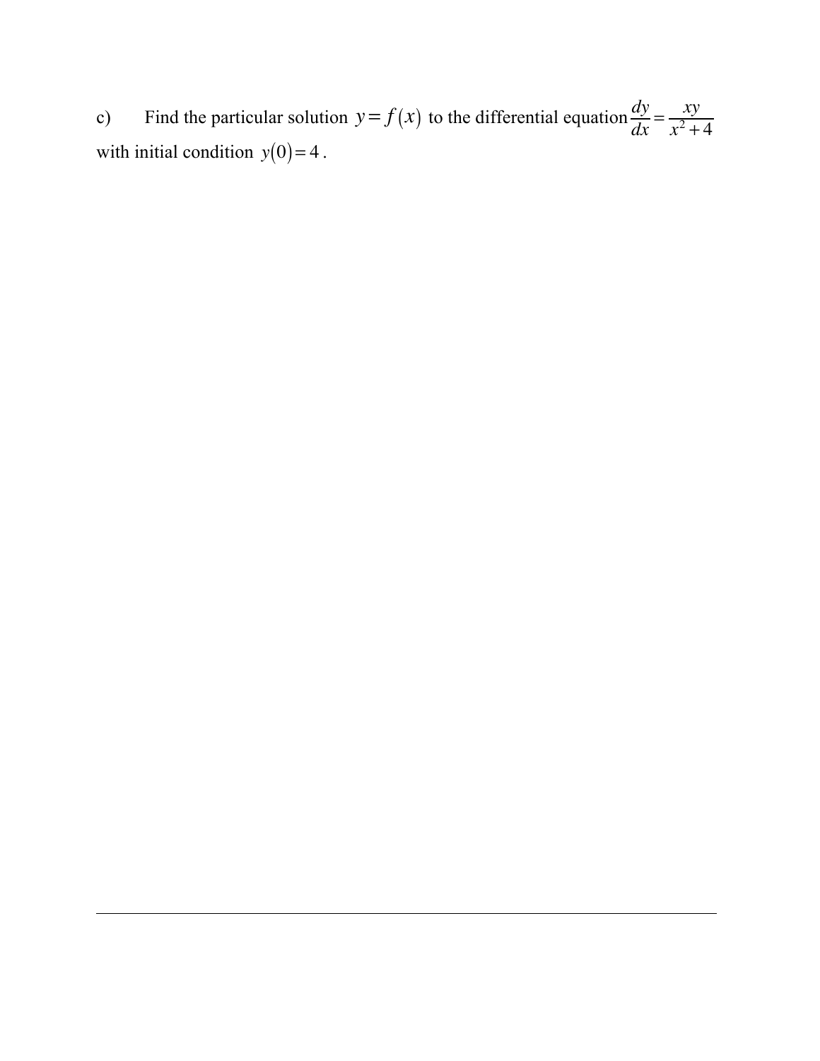c) Find the particular solution $y = f(x)$ to the differential equation $\frac{dy}{dx} = \frac{xy}{x^2+4}$ with initial condition $y(0) = 4$.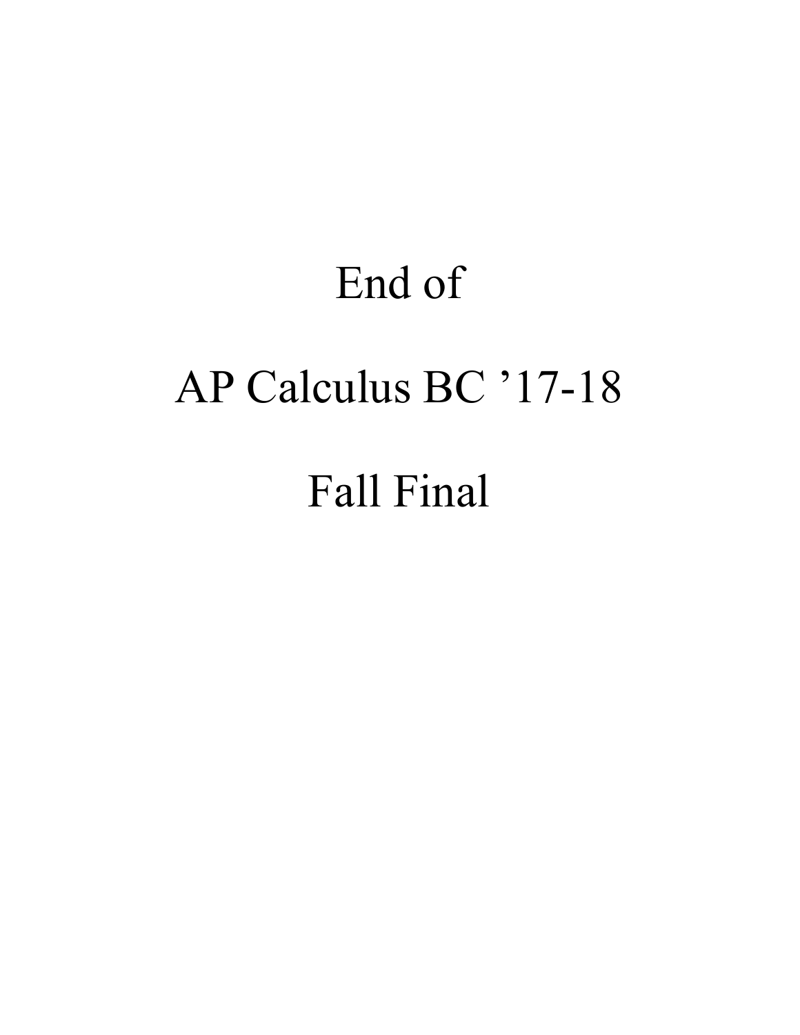# End of

# AP Calculus BC '17-18

# Fall Final